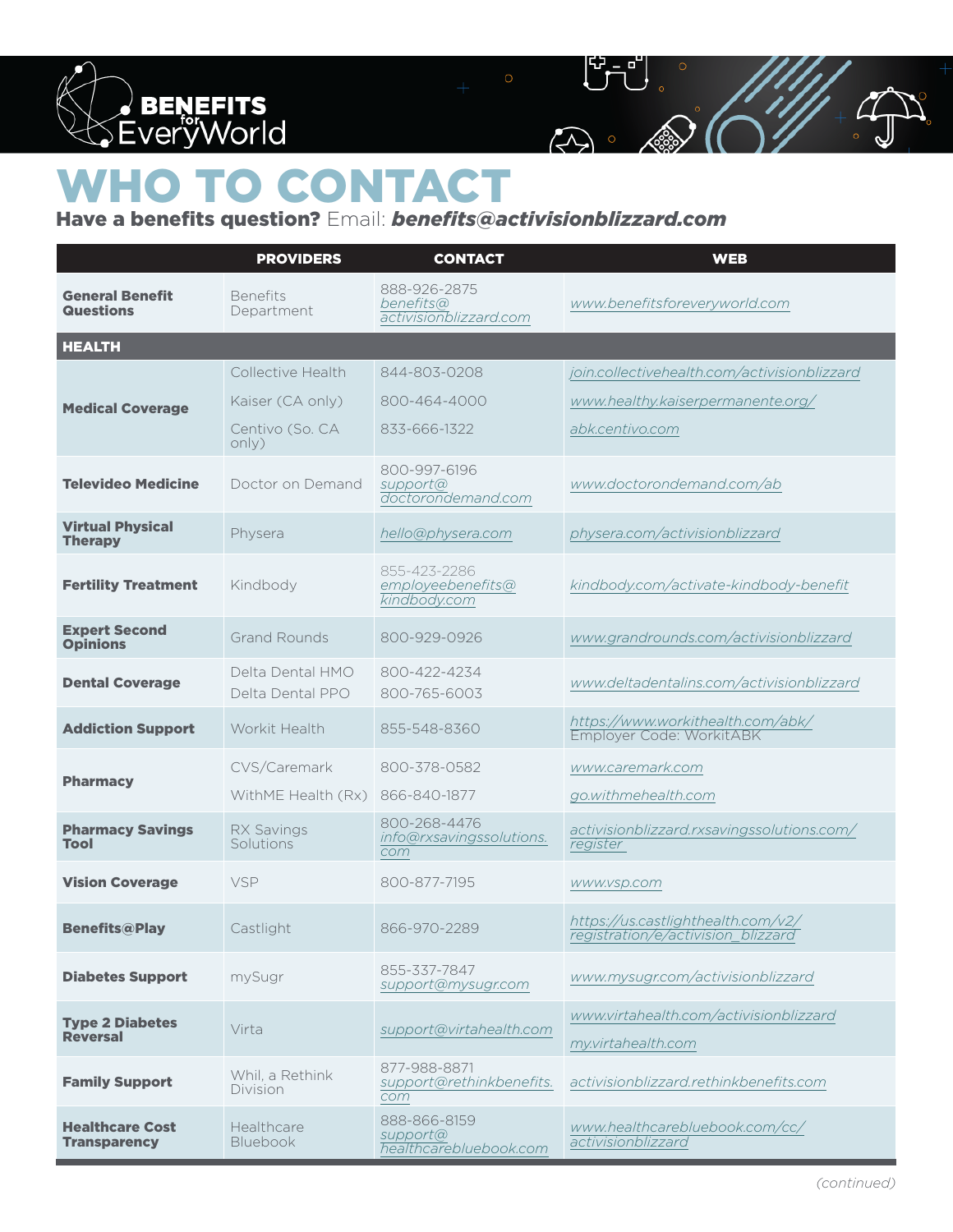**BENEFITS for EveryWorld**

# WHO TO CONTACT

**Have a benefits question?** Email: ***benefits@activisionblizzard.com***

| | PROVIDERS | CONTACT | WEB |
|---|---|---|---|
| **General Benefit Questions** | Benefits Department | 888-926-2875 *benefits@activisionblizzard.com* | *www.benefitsforeveryworld.com* |
| **HEALTH** | | | |
| **Medical Coverage** | Collective Health | 844-803-0208 | *join.collectivehealth.com/activisionblizzard* |
| | Kaiser (CA only) | 800-464-4000 | *www.healthy.kaiserpermanente.org/* |
| | Centivo (So. CA only) | 833-666-1322 | *abk.centivo.com* |
| **Televideo Medicine** | Doctor on Demand | 800-997-6196 *support@doctorondemand.com* | *www.doctorondemand.com/ab* |
| **Virtual Physical Therapy** | Physera | *hello@physera.com* | *physera.com/activisionblizzard* |
| **Fertility Treatment** | Kindbody | 855-423-2286 *employeebenefits@kindbody.com* | *kindbody.com/activate-kindbody-benefit* |
| **Expert Second Opinions** | Grand Rounds | 800-929-0926 | *www.grandrounds.com/activisionblizzard* |
| **Dental Coverage** | Delta Dental HMO | 800-422-4234 | *www.deltadentalins.com/activisionblizzard* |
| | Delta Dental PPO | 800-765-6003 | |
| **Addiction Support** | Workit Health | 855-548-8360 | *https://www.workithealth.com/abk/* Employer Code: WorkitABK |
| **Pharmacy** | CVS/Caremark | 800-378-0582 | *www.caremark.com* |
| | WithME Health (Rx) | 866-840-1877 | *go.withmehealth.com* |
| **Pharmacy Savings Tool** | RX Savings Solutions | 800-268-4476 *info@rxsavingssolutions.com* | *activisionblizzard.rxsavingssolutions.com/register* |
| **Vision Coverage** | VSP | 800-877-7195 | *www.vsp.com* |
| **Benefits@Play** | Castlight | 866-970-2289 | *https://us.castlighthealth.com/v2/registration/e/activision_blizzard* |
| **Diabetes Support** | mySugr | 855-337-7847 *support@mysugr.com* | *www.mysugr.com/activisionblizzard* |
| **Type 2 Diabetes Reversal** | Virta | *support@virtahealth.com* | *www.virtahealth.com/activisionblizzard* *my.virtahealth.com* |
| **Family Support** | Whil, a Rethink Division | 877-988-8871 *support@rethinkbenefits.com* | *activisionblizzard.rethinkbenefits.com* |
| **Healthcare Cost Transparency** | Healthcare Bluebook | 888-866-8159 *support@healthcarebluebook.com* | *www.healthcarebluebook.com/cc/activisionblizzard* |

*(continued)*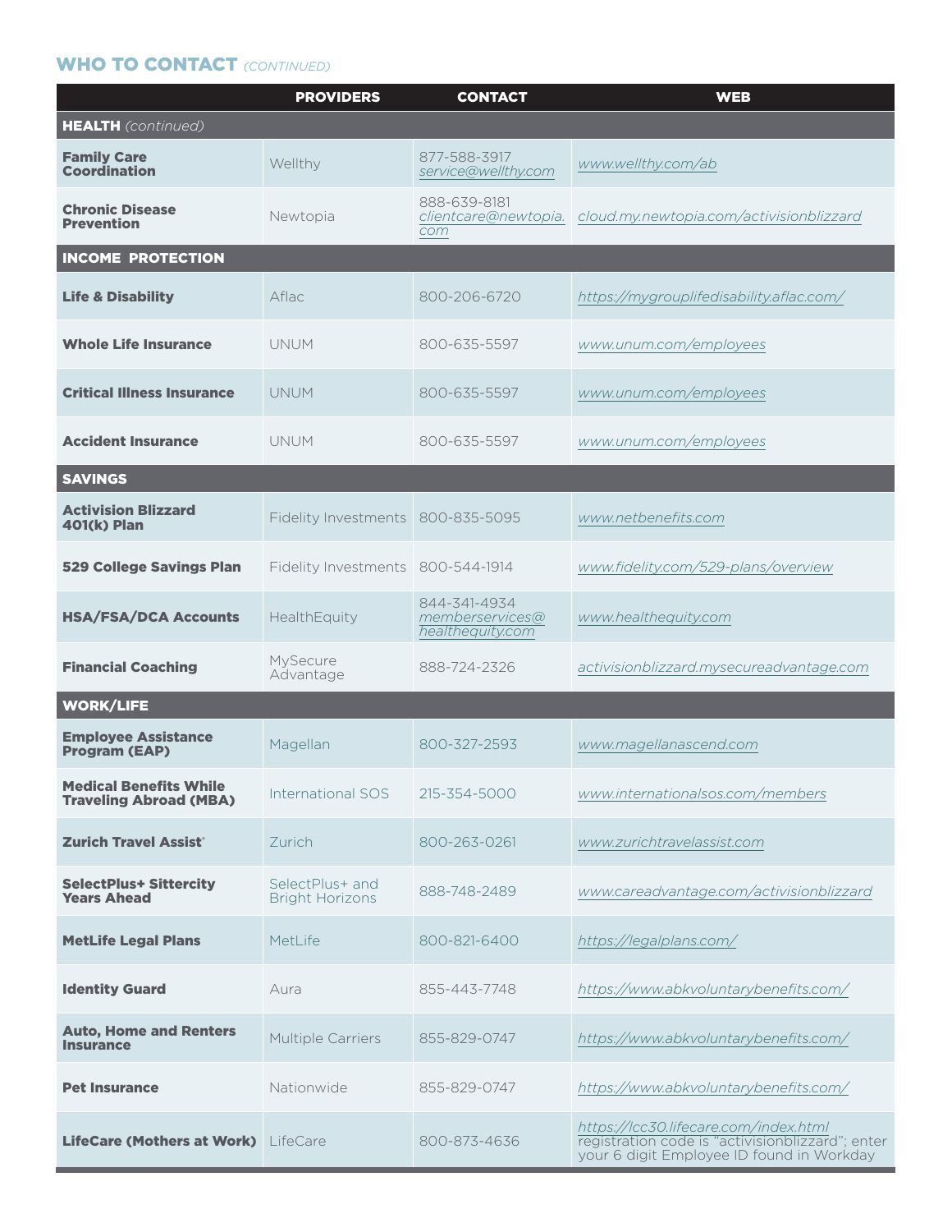## WHO TO CONTACT *(CONTINUED)*

| | PROVIDERS | CONTACT | WEB |
|---|---|---|---|
| **HEALTH** *(continued)* | | | |
| **Family Care Coordination** | Wellthy | 877-588-3917 service@wellthy.com | www.wellthy.com/ab |
| **Chronic Disease Prevention** | Newtopia | 888-639-8181 clientcare@newtopia.com | cloud.my.newtopia.com/activisionblizzard |
| **INCOME PROTECTION** | | | |
| **Life & Disability** | Aflac | 800-206-6720 | https://mygrouplifedisability.aflac.com/ |
| **Whole Life Insurance** | UNUM | 800-635-5597 | www.unum.com/employees |
| **Critical Illness Insurance** | UNUM | 800-635-5597 | www.unum.com/employees |
| **Accident Insurance** | UNUM | 800-635-5597 | www.unum.com/employees |
| **SAVINGS** | | | |
| **Activision Blizzard 401(k) Plan** | Fidelity Investments | 800-835-5095 | www.netbenefits.com |
| **529 College Savings Plan** | Fidelity Investments | 800-544-1914 | www.fidelity.com/529-plans/overview |
| **HSA/FSA/DCA Accounts** | HealthEquity | 844-341-4934 memberservices@healthequity.com | www.healthequity.com |
| **Financial Coaching** | MySecure Advantage | 888-724-2326 | activisionblizzard.mysecureadvantage.com |
| **WORK/LIFE** | | | |
| **Employee Assistance Program (EAP)** | Magellan | 800-327-2593 | www.magellanascend.com |
| **Medical Benefits While Traveling Abroad (MBA)** | International SOS | 215-354-5000 | www.internationalsos.com/members |
| **Zurich Travel Assist®** | Zurich | 800-263-0261 | www.zurichtravelassist.com |
| **SelectPlus+ Sittercity Years Ahead** | SelectPlus+ and Bright Horizons | 888-748-2489 | www.careadvantage.com/activisionblizzard |
| **MetLife Legal Plans** | MetLife | 800-821-6400 | https://legalplans.com/ |
| **Identity Guard** | Aura | 855-443-7748 | https://www.abkvoluntarybenefits.com/ |
| **Auto, Home and Renters Insurance** | Multiple Carriers | 855-829-0747 | https://www.abkvoluntarybenefits.com/ |
| **Pet Insurance** | Nationwide | 855-829-0747 | https://www.abkvoluntarybenefits.com/ |
| **LifeCare (Mothers at Work)** | LifeCare | 800-873-4636 | https://lcc30.lifecare.com/index.html registration code is "activisionblizzard"; enter your 6 digit Employee ID found in Workday |